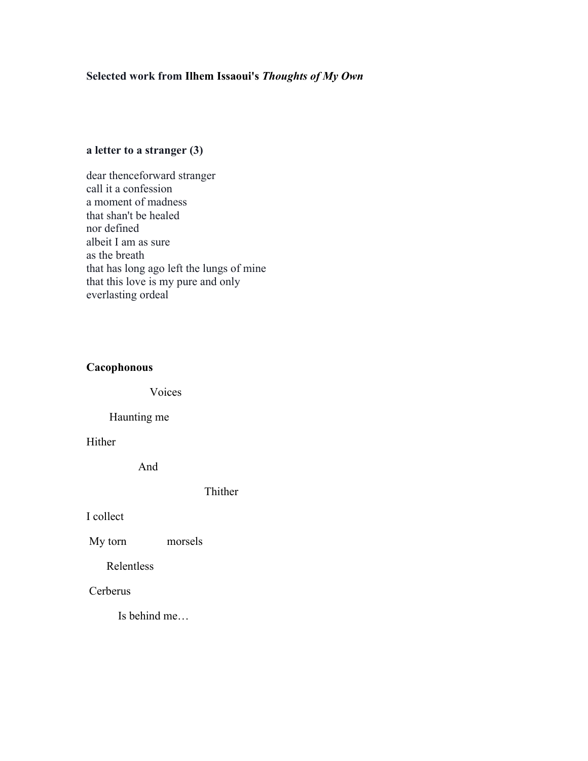**Selected work from Ilhem Issaoui's *Thoughts of My Own***

**a letter to a stranger (3)**

dear thenceforward stranger  
call it a confession  
a moment of madness  
that shan't be healed  
nor defined  
albeit I am as sure  
as the breath  
that has long ago left the lungs of mine  
that this love is my pure and only  
everlasting ordeal

**Cacophonous**

Voices

Haunting me

Hither

And

Thither

I collect

My torn morsels

Relentless

Cerberus

Is behind me…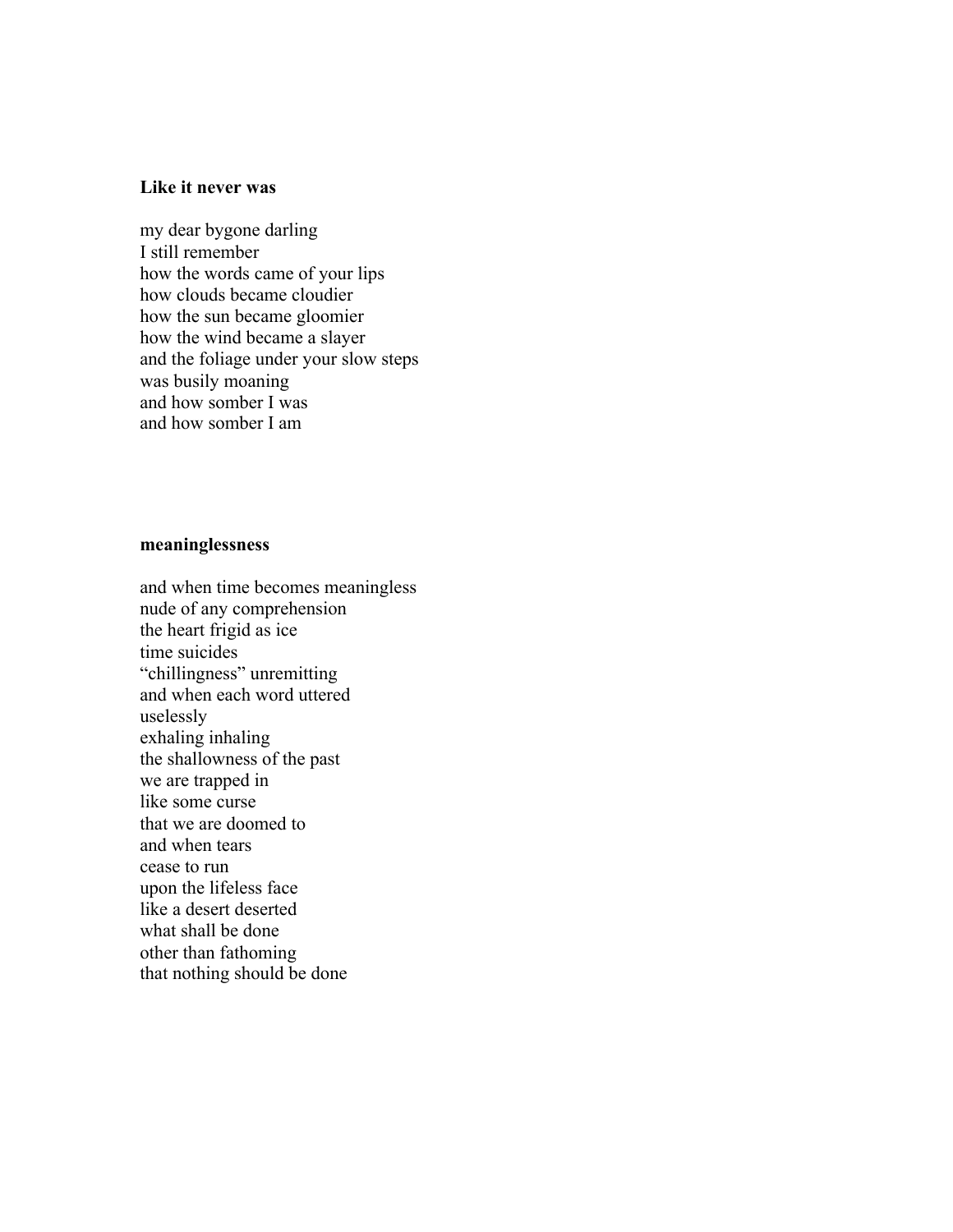**Like it never was**

my dear bygone darling  
I still remember  
how the words came of your lips  
how clouds became cloudier  
how the sun became gloomier  
how the wind became a slayer  
and the foliage under your slow steps  
was busily moaning  
and how somber I was  
and how somber I am

**meaninglessness**

and when time becomes meaningless  
nude of any comprehension  
the heart frigid as ice  
time suicides  
“chillingness” unremitting  
and when each word uttered  
uselessly  
exhaling inhaling  
the shallowness of the past  
we are trapped in  
like some curse  
that we are doomed to  
and when tears  
cease to run  
upon the lifeless face  
like a desert deserted  
what shall be done  
other than fathoming  
that nothing should be done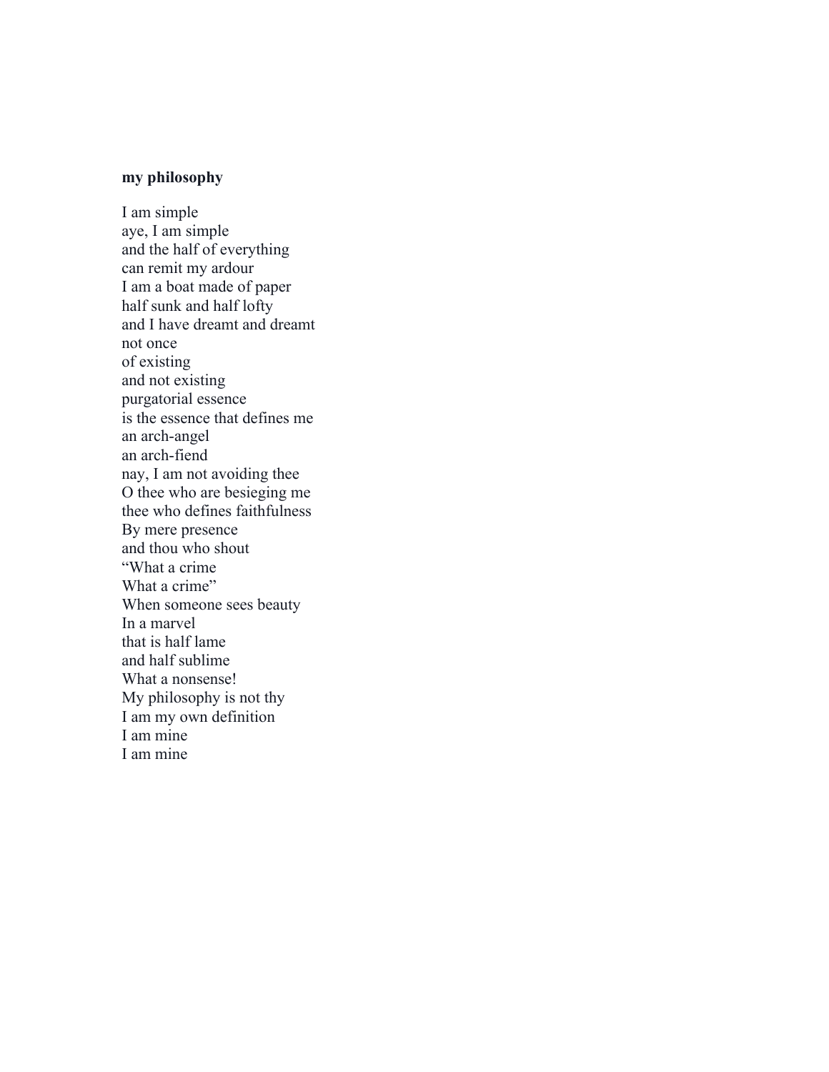**my philosophy**

I am simple  
aye, I am simple  
and the half of everything  
can remit my ardour  
I am a boat made of paper  
half sunk and half lofty  
and I have dreamt and dreamt  
not once  
of existing  
and not existing  
purgatorial essence  
is the essence that defines me  
an arch-angel  
an arch-fiend  
nay, I am not avoiding thee  
O thee who are besieging me  
thee who defines faithfulness  
By mere presence  
and thou who shout  
“What a crime  
What a crime”  
When someone sees beauty  
In a marvel  
that is half lame  
and half sublime  
What a nonsense!  
My philosophy is not thy  
I am my own definition  
I am mine  
I am mine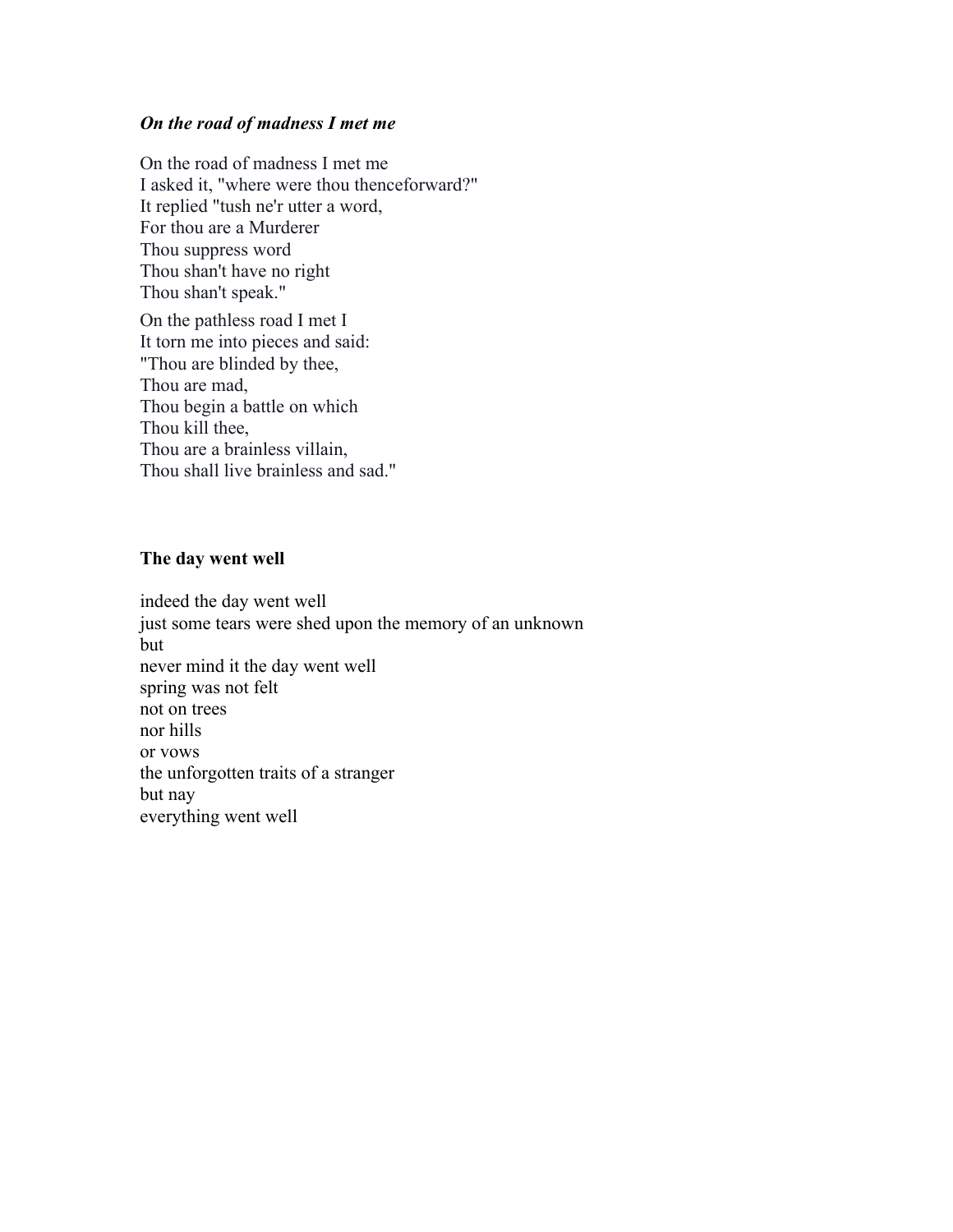### ***On the road of madness I met me***

On the road of madness I met me  
I asked it, "where were thou thenceforward?"  
It replied "tush ne'r utter a word,  
For thou are a Murderer  
Thou suppress word  
Thou shan't have no right  
Thou shan't speak."

On the pathless road I met I  
It torn me into pieces and said:  
"Thou are blinded by thee,  
Thou are mad,  
Thou begin a battle on which  
Thou kill thee,  
Thou are a brainless villain,  
Thou shall live brainless and sad."

### **The day went well**

indeed the day went well  
just some tears were shed upon the memory of an unknown  
but  
never mind it the day went well  
spring was not felt  
not on trees  
nor hills  
or vows  
the unforgotten traits of a stranger  
but nay  
everything went well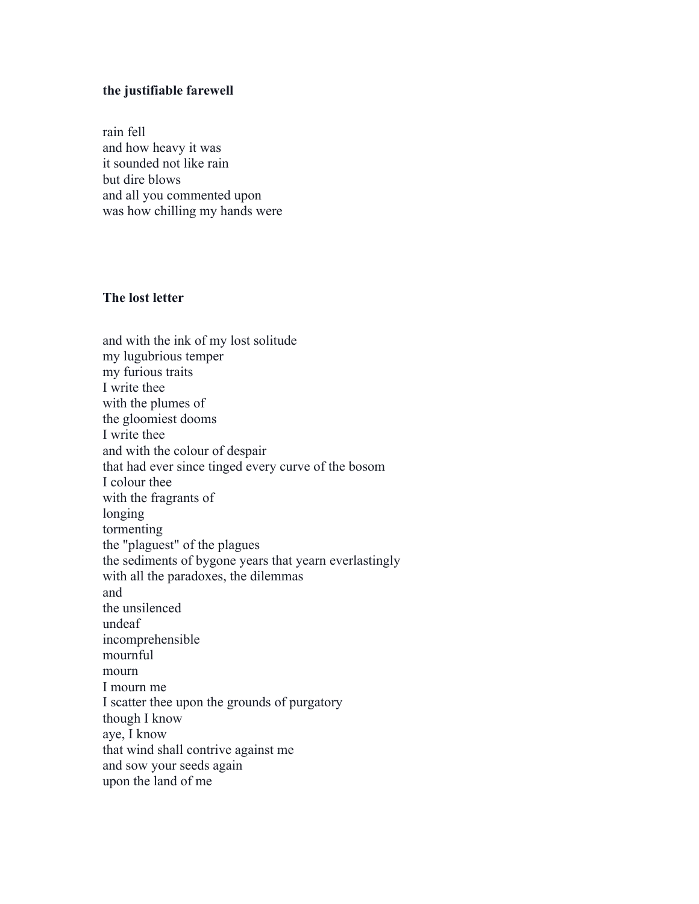**the justifiable farewell**

rain fell  
and how heavy it was  
it sounded not like rain  
but dire blows  
and all you commented upon  
was how chilling my hands were

**The lost letter**

and with the ink of my lost solitude  
my lugubrious temper  
my furious traits  
I write thee  
with the plumes of  
the gloomiest dooms  
I write thee  
and with the colour of despair  
that had ever since tinged every curve of the bosom  
I colour thee  
with the fragrants of  
longing  
tormenting  
the "plaguest" of the plagues  
the sediments of bygone years that yearn everlastingly  
with all the paradoxes, the dilemmas  
and  
the unsilenced  
undeaf  
incomprehensible  
mournful  
mourn  
I mourn me  
I scatter thee upon the grounds of purgatory  
though I know  
aye, I know  
that wind shall contrive against me  
and sow your seeds again  
upon the land of me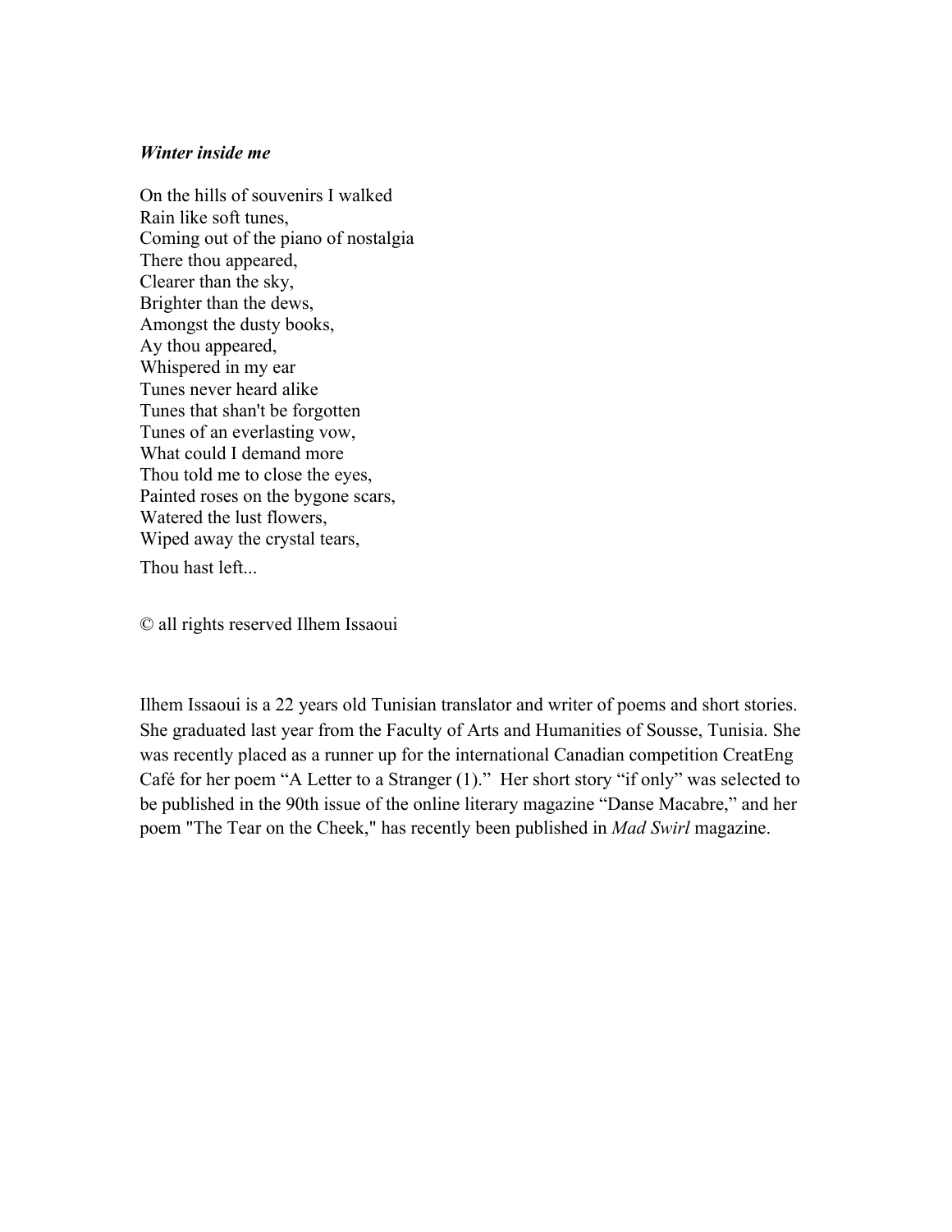***Winter inside me***

On the hills of souvenirs I walked
Rain like soft tunes,
Coming out of the piano of nostalgia
There thou appeared,
Clearer than the sky,
Brighter than the dews,
Amongst the dusty books,
Ay thou appeared,
Whispered in my ear
Tunes never heard alike
Tunes that shan't be forgotten
Tunes of an everlasting vow,
What could I demand more
Thou told me to close the eyes,
Painted roses on the bygone scars,
Watered the lust flowers,
Wiped away the crystal tears,
Thou hast left...

© all rights reserved Ilhem Issaoui

Ilhem Issaoui is a 22 years old Tunisian translator and writer of poems and short stories. She graduated last year from the Faculty of Arts and Humanities of Sousse, Tunisia. She was recently placed as a runner up for the international Canadian competition CreatEng Café for her poem "A Letter to a Stranger (1)." Her short story "if only" was selected to be published in the 90th issue of the online literary magazine "Danse Macabre," and her poem "The Tear on the Cheek," has recently been published in *Mad Swirl* magazine.